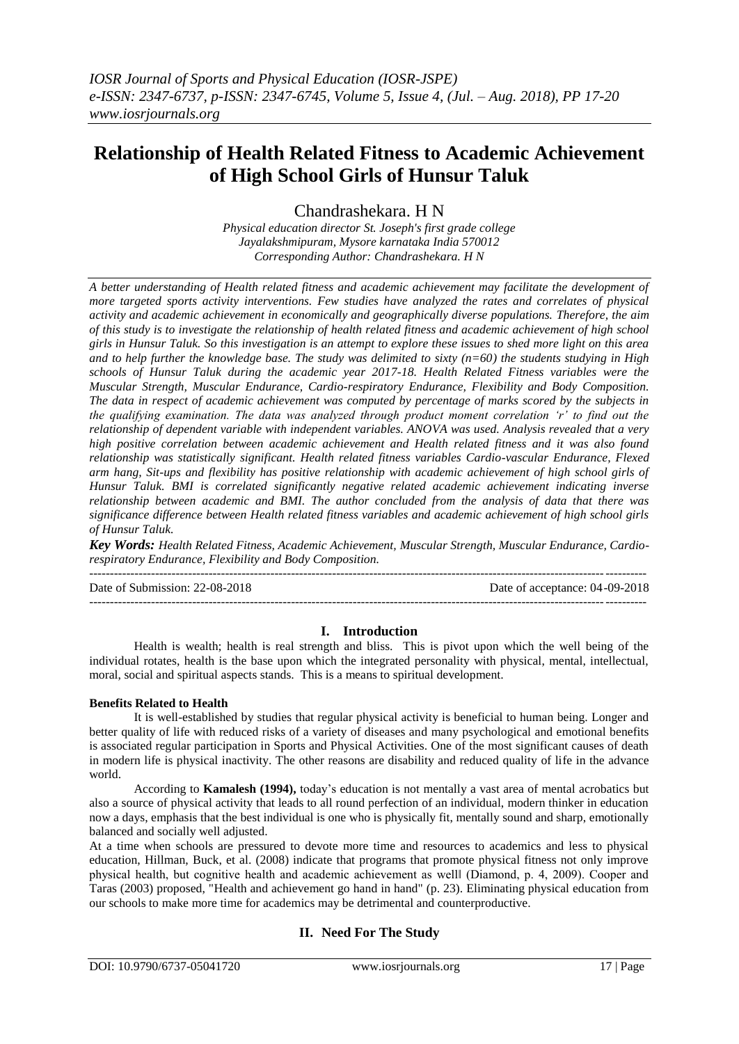# Relationship of Health Related Fitness to Academic Achievement of High School Girls of Hunsur Taluk

Chandrashekara. H N

*Physical education director St. Joseph's first grade college Jayalakshmipuram, Mysore karnataka India 570012*
*Corresponding Author: Chandrashekara. H N*

*A better understanding of Health related fitness and academic achievement may facilitate the development of more targeted sports activity interventions. Few studies have analyzed the rates and correlates of physical activity and academic achievement in economically and geographically diverse populations. Therefore, the aim of this study is to investigate the relationship of health related fitness and academic achievement of high school girls in Hunsur Taluk. So this investigation is an attempt to explore these issues to shed more light on this area and to help further the knowledge base. The study was delimited to sixty (n=60) the students studying in High schools of Hunsur Taluk during the academic year 2017-18. Health Related Fitness variables were the Muscular Strength, Muscular Endurance, Cardio-respiratory Endurance, Flexibility and Body Composition. The data in respect of academic achievement was computed by percentage of marks scored by the subjects in the qualifying examination. The data was analyzed through product moment correlation 'r' to find out the relationship of dependent variable with independent variables. ANOVA was used. Analysis revealed that a very high positive correlation between academic achievement and Health related fitness and it was also found relationship was statistically significant. Health related fitness variables Cardio-vascular Endurance, Flexed arm hang, Sit-ups and flexibility has positive relationship with academic achievement of high school girls of Hunsur Taluk. BMI is correlated significantly negative related academic achievement indicating inverse relationship between academic and BMI. The author concluded from the analysis of data that there was significance difference between Health related fitness variables and academic achievement of high school girls of Hunsur Taluk.*

***Key Words:*** *Health Related Fitness, Academic Achievement, Muscular Strength, Muscular Endurance, Cardio-respiratory Endurance, Flexibility and Body Composition.*

---

Date of Submission: 22-08-2018 Date of acceptance: 04-09-2018

---

## I. Introduction

Health is wealth; health is real strength and bliss. This is pivot upon which the well being of the individual rotates, health is the base upon which the integrated personality with physical, mental, intellectual, moral, social and spiritual aspects stands. This is a means to spiritual development.

### Benefits Related to Health

It is well-established by studies that regular physical activity is beneficial to human being. Longer and better quality of life with reduced risks of a variety of diseases and many psychological and emotional benefits is associated regular participation in Sports and Physical Activities. One of the most significant causes of death in modern life is physical inactivity. The other reasons are disability and reduced quality of life in the advance world.

According to **Kamalesh (1994),** today's education is not mentally a vast area of mental acrobatics but also a source of physical activity that leads to all round perfection of an individual, modern thinker in education now a days, emphasis that the best individual is one who is physically fit, mentally sound and sharp, emotionally balanced and socially well adjusted.

At a time when schools are pressured to devote more time and resources to academics and less to physical education, Hillman, Buck, et al. (2008) indicate that programs that promote physical fitness not only improve physical health, but cognitive health and academic achievement as well‖ (Diamond, p. 4, 2009). Cooper and Taras (2003) proposed, "Health and achievement go hand in hand" (p. 23). Eliminating physical education from our schools to make more time for academics may be detrimental and counterproductive.

## II. Need For The Study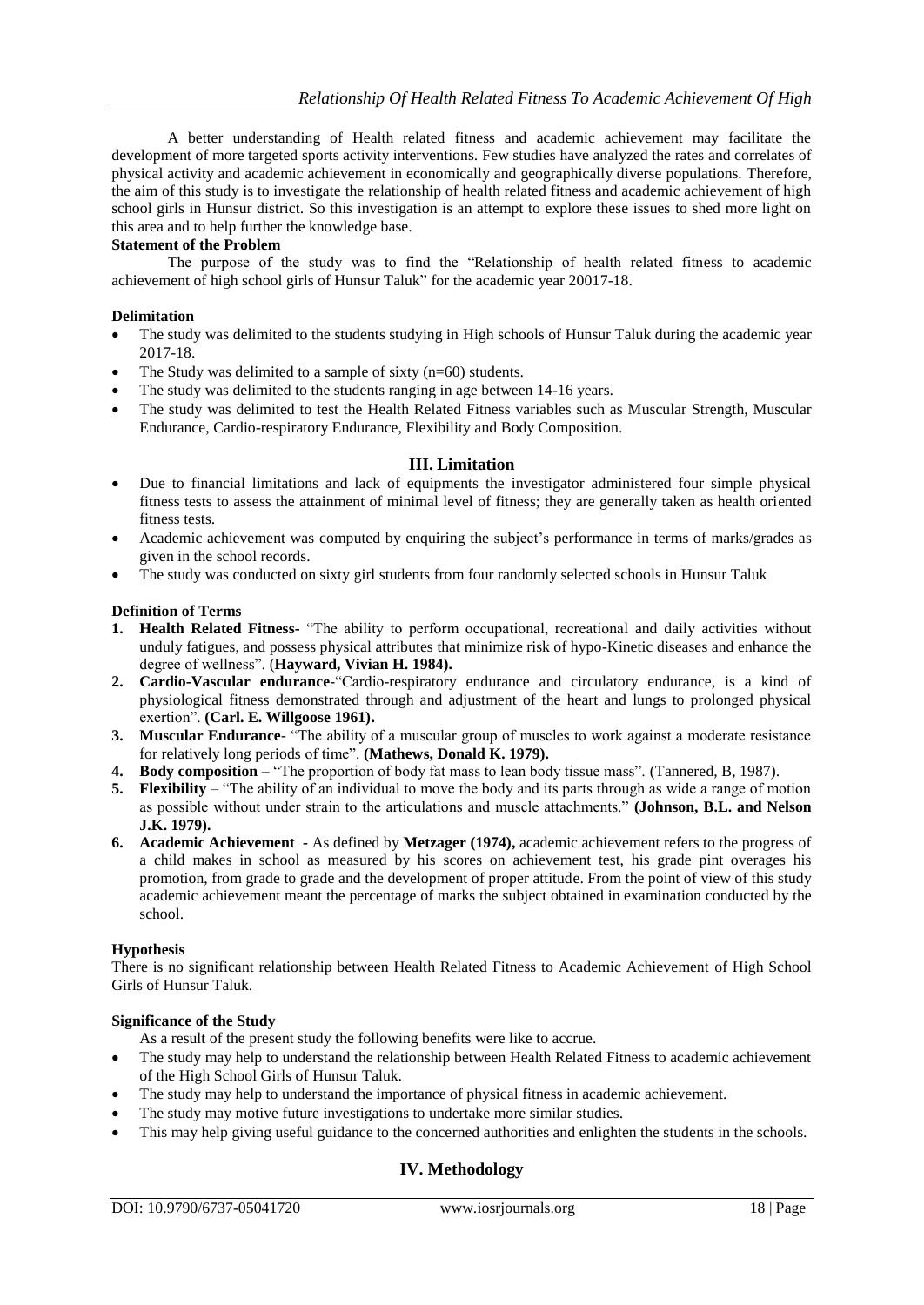A better understanding of Health related fitness and academic achievement may facilitate the development of more targeted sports activity interventions. Few studies have analyzed the rates and correlates of physical activity and academic achievement in economically and geographically diverse populations. Therefore, the aim of this study is to investigate the relationship of health related fitness and academic achievement of high school girls in Hunsur district. So this investigation is an attempt to explore these issues to shed more light on this area and to help further the knowledge base.

**Statement of the Problem**

The purpose of the study was to find the "Relationship of health related fitness to academic achievement of high school girls of Hunsur Taluk" for the academic year 20017-18.

**Delimitation**

- The study was delimited to the students studying in High schools of Hunsur Taluk during the academic year 2017-18.
- The Study was delimited to a sample of sixty (n=60) students.
- The study was delimited to the students ranging in age between 14-16 years.
- The study was delimited to test the Health Related Fitness variables such as Muscular Strength, Muscular Endurance, Cardio-respiratory Endurance, Flexibility and Body Composition.

## III. Limitation

- Due to financial limitations and lack of equipments the investigator administered four simple physical fitness tests to assess the attainment of minimal level of fitness; they are generally taken as health oriented fitness tests.
- Academic achievement was computed by enquiring the subject's performance in terms of marks/grades as given in the school records.
- The study was conducted on sixty girl students from four randomly selected schools in Hunsur Taluk

**Definition of Terms**

1. **Health Related Fitness-** "The ability to perform occupational, recreational and daily activities without unduly fatigues, and possess physical attributes that minimize risk of hypo-Kinetic diseases and enhance the degree of wellness". (**Hayward, Vivian H. 1984).**
2. **Cardio-Vascular endurance**-"Cardio-respiratory endurance and circulatory endurance, is a kind of physiological fitness demonstrated through and adjustment of the heart and lungs to prolonged physical exertion". **(Carl. E. Willgoose 1961).**
3. **Muscular Endurance**- "The ability of a muscular group of muscles to work against a moderate resistance for relatively long periods of time". **(Mathews, Donald K. 1979).**
4. **Body composition** – "The proportion of body fat mass to lean body tissue mass". (Tannered, B, 1987).
5. **Flexibility** – "The ability of an individual to move the body and its parts through as wide a range of motion as possible without under strain to the articulations and muscle attachments." **(Johnson, B.L. and Nelson J.K. 1979).**
6. **Academic Achievement -** As defined by **Metzager (1974),** academic achievement refers to the progress of a child makes in school as measured by his scores on achievement test, his grade pint overages his promotion, from grade to grade and the development of proper attitude. From the point of view of this study academic achievement meant the percentage of marks the subject obtained in examination conducted by the school.

**Hypothesis**

There is no significant relationship between Health Related Fitness to Academic Achievement of High School Girls of Hunsur Taluk.

**Significance of the Study**

As a result of the present study the following benefits were like to accrue.

- The study may help to understand the relationship between Health Related Fitness to academic achievement of the High School Girls of Hunsur Taluk.
- The study may help to understand the importance of physical fitness in academic achievement.
- The study may motive future investigations to undertake more similar studies.
- This may help giving useful guidance to the concerned authorities and enlighten the students in the schools.

## IV. Methodology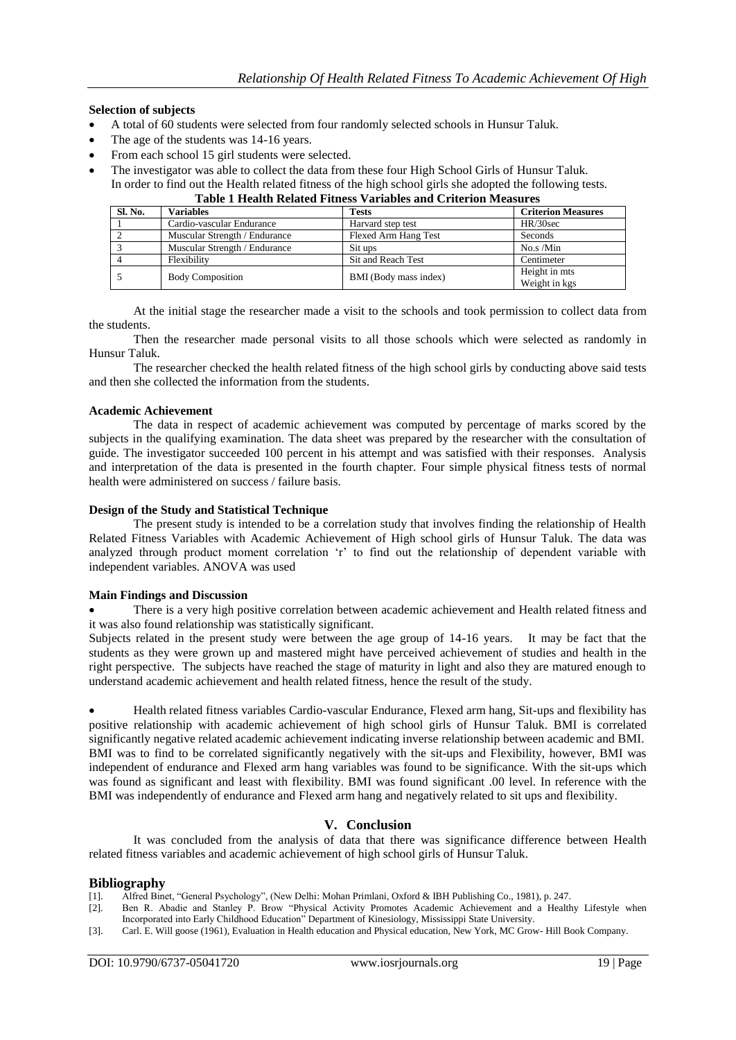**Selection of subjects**

- A total of 60 students were selected from four randomly selected schools in Hunsur Taluk.
- The age of the students was 14-16 years.
- From each school 15 girl students were selected.
- The investigator was able to collect the data from these four High School Girls of Hunsur Taluk.
  In order to find out the Health related fitness of the high school girls she adopted the following tests.

**Table 1 Health Related Fitness Variables and Criterion Measures**

| Sl. No. | Variables | Tests | Criterion Measures |
|---|---|---|---|
| 1 | Cardio-vascular Endurance | Harvard step test | HR/30sec |
| 2 | Muscular Strength / Endurance | Flexed Arm Hang Test | Seconds |
| 3 | Muscular Strength / Endurance | Sit ups | No.s /Min |
| 4 | Flexibility | Sit and Reach Test | Centimeter |
| 5 | Body Composition | BMI (Body mass index) | Height in mts<br>Weight in kgs |

At the initial stage the researcher made a visit to the schools and took permission to collect data from the students.

Then the researcher made personal visits to all those schools which were selected as randomly in Hunsur Taluk.

The researcher checked the health related fitness of the high school girls by conducting above said tests and then she collected the information from the students.

**Academic Achievement**

The data in respect of academic achievement was computed by percentage of marks scored by the subjects in the qualifying examination. The data sheet was prepared by the researcher with the consultation of guide. The investigator succeeded 100 percent in his attempt and was satisfied with their responses. Analysis and interpretation of the data is presented in the fourth chapter. Four simple physical fitness tests of normal health were administered on success / failure basis.

**Design of the Study and Statistical Technique**

The present study is intended to be a correlation study that involves finding the relationship of Health Related Fitness Variables with Academic Achievement of High school girls of Hunsur Taluk. The data was analyzed through product moment correlation 'r' to find out the relationship of dependent variable with independent variables. ANOVA was used

**Main Findings and Discussion**

- There is a very high positive correlation between academic achievement and Health related fitness and it was also found relationship was statistically significant.

Subjects related in the present study were between the age group of 14-16 years. It may be fact that the students as they were grown up and mastered might have perceived achievement of studies and health in the right perspective. The subjects have reached the stage of maturity in light and also they are matured enough to understand academic achievement and health related fitness, hence the result of the study.

- Health related fitness variables Cardio-vascular Endurance, Flexed arm hang, Sit-ups and flexibility has positive relationship with academic achievement of high school girls of Hunsur Taluk. BMI is correlated significantly negative related academic achievement indicating inverse relationship between academic and BMI. BMI was to find to be correlated significantly negatively with the sit-ups and Flexibility, however, BMI was independent of endurance and Flexed arm hang variables was found to be significance. With the sit-ups which was found as significant and least with flexibility. BMI was found significant .00 level. In reference with the BMI was independently of endurance and Flexed arm hang and negatively related to sit ups and flexibility.

## V. Conclusion

It was concluded from the analysis of data that there was significance difference between Health related fitness variables and academic achievement of high school girls of Hunsur Taluk.

## Bibliography

[1]. Alfred Binet, "General Psychology", (New Delhi: Mohan Primlani, Oxford & IBH Publishing Co., 1981), p. 247.

[2]. Ben R. Abadie and Stanley P. Brow "Physical Activity Promotes Academic Achievement and a Healthy Lifestyle when Incorporated into Early Childhood Education" Department of Kinesiology, Mississippi State University.

[3]. Carl. E. Will goose (1961), Evaluation in Health education and Physical education, New York, MC Grow- Hill Book Company.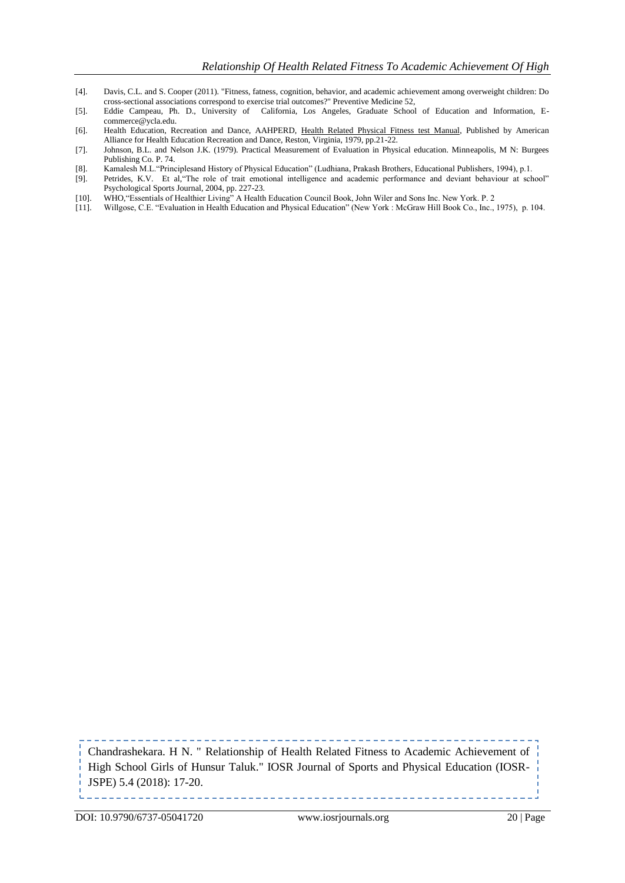[4]. Davis, C.L. and S. Cooper (2011). "Fitness, fatness, cognition, behavior, and academic achievement among overweight children: Do cross-sectional associations correspond to exercise trial outcomes?" Preventive Medicine 52,

[5]. Eddie Campeau, Ph. D., University of California, Los Angeles, Graduate School of Education and Information, E-commerce@ycla.edu.

[6]. Health Education, Recreation and Dance, AAHPERD, Health Related Physical Fitness test Manual, Published by American Alliance for Health Education Recreation and Dance, Reston, Virginia, 1979, pp.21-22.

[7]. Johnson, B.L. and Nelson J.K. (1979). Practical Measurement of Evaluation in Physical education. Minneapolis, M N: Burgees Publishing Co. P. 74.

[8]. Kamalesh M.L."Principlesand History of Physical Education" (Ludhiana, Prakash Brothers, Educational Publishers, 1994), p.1.

[9]. Petrides, K.V. Et al,"The role of trait emotional intelligence and academic performance and deviant behaviour at school" Psychological Sports Journal, 2004, pp. 227-23.

[10]. WHO,"Essentials of Healthier Living" A Health Education Council Book, John Wiler and Sons Inc. New York. P. 2

[11]. Willgose, C.E. "Evaluation in Health Education and Physical Education" (New York : McGraw Hill Book Co., Inc., 1975), p. 104.

Chandrashekara. H N. " Relationship of Health Related Fitness to Academic Achievement of High School Girls of Hunsur Taluk." IOSR Journal of Sports and Physical Education (IOSR-JSPE) 5.4 (2018): 17-20.